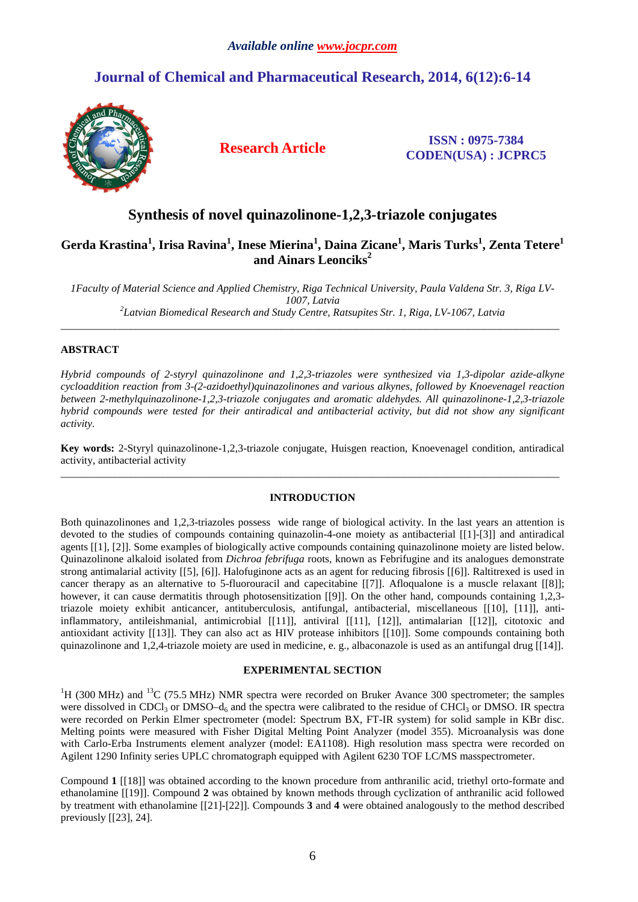*Available online www.jocpr.com*

# Journal of Chemical and Pharmaceutical Research, 2014, 6(12):6-14

**Research Article**

**ISSN : 0975-7384**
**CODEN(USA) : JCPRC5**

## Synthesis of novel quinazolinone-1,2,3-triazole conjugates

**Gerda Krastina[1], Irisa Ravina[1], Inese Mierina[1], Daina Zicane[1], Maris Turks[1], Zenta Tetere[1] and Ainars Leonciks[2]**

*[1]Faculty of Material Science and Applied Chemistry, Riga Technical University, Paula Valdena Str. 3, Riga LV-1007, Latvia*
*[2]Latvian Biomedical Research and Study Centre, Ratsupites Str. 1, Riga, LV-1067, Latvia*

---

### ABSTRACT

*Hybrid compounds of 2-styryl quinazolinone and 1,2,3-triazoles were synthesized via 1,3-dipolar azide-alkyne cycloaddition reaction from 3-(2-azidoethyl)quinazolinones and various alkynes, followed by Knoevenagel reaction between 2-methylquinazolinone-1,2,3-triazole conjugates and aromatic aldehydes. All quinazolinone-1,2,3-triazole hybrid compounds were tested for their antiradical and antibacterial activity, but did not show any significant activity.*

**Key words:** 2-Styryl quinazolinone-1,2,3-triazole conjugate, Huisgen reaction, Knoevenagel condition, antiradical activity, antibacterial activity

---

### INTRODUCTION

Both quinazolinones and 1,2,3-triazoles possess wide range of biological activity. In the last years an attention is devoted to the studies of compounds containing quinazolin-4-one moiety as antibacterial [[1]-[3]] and antiradical agents [[1], [2]]. Some examples of biologically active compounds containing quinazolinone moiety are listed below. Quinazolinone alkaloid isolated from *Dichroa febrifuga* roots, known as Febrifugine and its analogues demonstrate strong antimalarial activity [[5], [6]]. Halofuginone acts as an agent for reducing fibrosis [[6]]. Raltitrexed is used in cancer therapy as an alternative to 5-fluorouracil and capecitabine [[7]]. Afloqualone is a muscle relaxant [[8]]; however, it can cause dermatitis through photosensitization [[9]]. On the other hand, compounds containing 1,2,3-triazole moiety exhibit anticancer, antituberculosis, antifungal, antibacterial, miscellaneous [[10], [11]], anti-inflammatory, antileishmanial, antimicrobial [[11]], antiviral [[11], [12]], antimalarian [[12]], citotoxic and antioxidant activity [[13]]. They can also act as HIV protease inhibitors [[10]]. Some compounds containing both quinazolinone and 1,2,4-triazole moiety are used in medicine, e. g., albaconazole is used as an antifungal drug [[14]].

### EXPERIMENTAL SECTION

$^{1}H$ (300 MHz) and $^{13}C$ (75.5 MHz) NMR spectra were recorded on Bruker Avance 300 spectrometer; the samples were dissolved in $CDCl_3$ or DMSO–$d_6$ and the spectra were calibrated to the residue of $CHCl_3$ or DMSO. IR spectra were recorded on Perkin Elmer spectrometer (model: Spectrum BX, FT-IR system) for solid sample in KBr disc. Melting points were measured with Fisher Digital Melting Point Analyzer (model 355). Microanalysis was done with Carlo-Erba Instruments element analyzer (model: EA1108). High resolution mass spectra were recorded on Agilent 1290 Infinity series UPLC chromatograph equipped with Agilent 6230 TOF LC/MS masspectrometer.

Compound **1** [[18]] was obtained according to the known procedure from anthranilic acid, triethyl orto-formate and ethanolamine [[19]]. Compound **2** was obtained by known methods through cyclization of anthranilic acid followed by treatment with ethanolamine [[21]-[22]]. Compounds **3** and **4** were obtained analogously to the method described previously [[23], 24].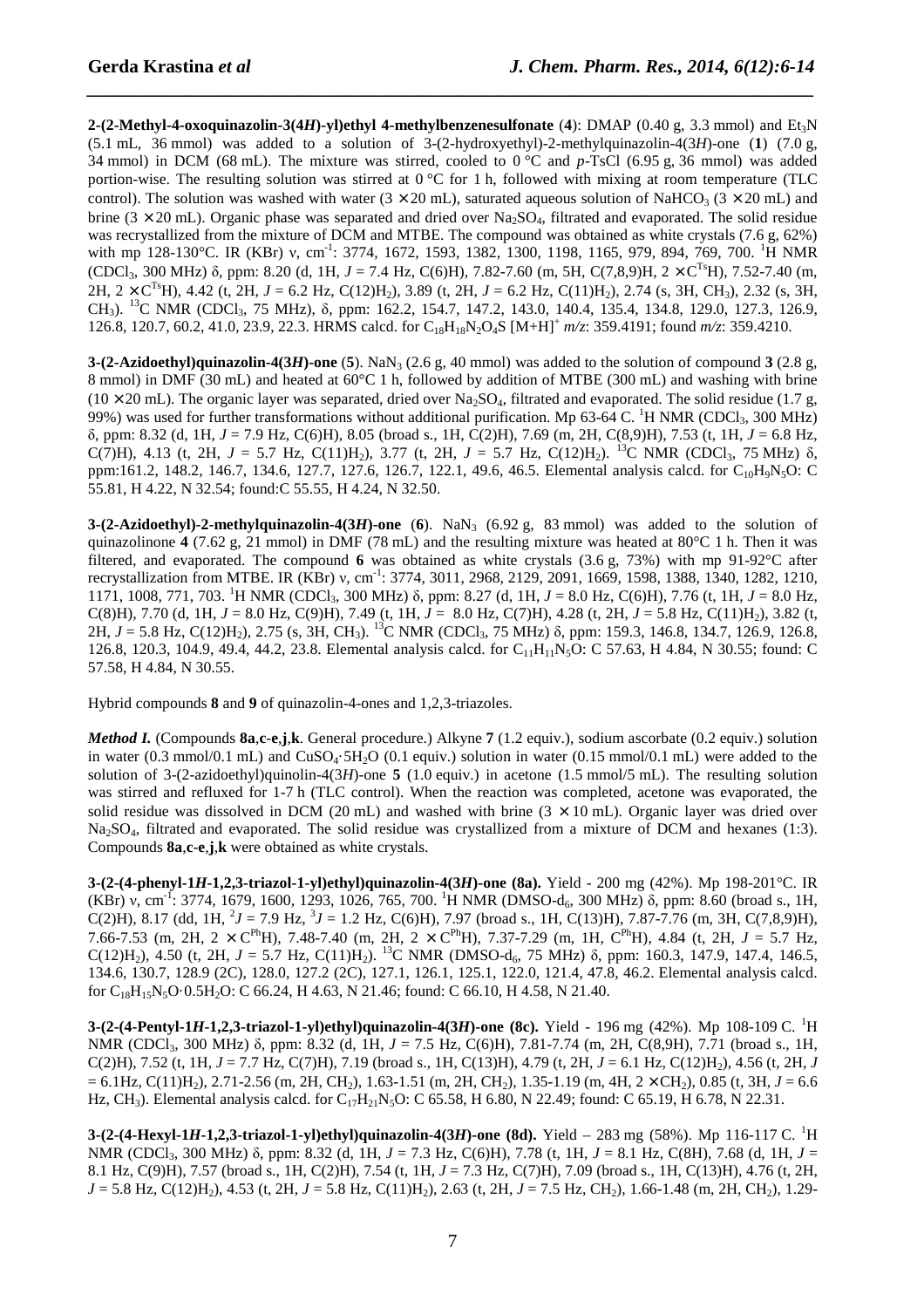**2-(2-Methyl-4-oxoquinazolin-3(4*H*)-yl)ethyl 4-methylbenzenesulfonate** (**4**): DMAP (0.40 g, 3.3 mmol) and $Et_3N$ (5.1 mL, 36 mmol) was added to a solution of 3-(2-hydroxyethyl)-2-methylquinazolin-4(3*H*)-one (**1**) (7.0 g, 34 mmol) in DCM (68 mL). The mixture was stirred, cooled to 0 °C and *p*-TsCl (6.95 g, 36 mmol) was added portion-wise. The resulting solution was stirred at 0 °C for 1 h, followed with mixing at room temperature (TLC control). The solution was washed with water (3 × 20 mL), saturated aqueous solution of $NaHCO_3$ (3 × 20 mL) and brine (3 × 20 mL). Organic phase was separated and dried over $Na_2SO_4$, filtrated and evaporated. The solid residue was recrystallized from the mixture of DCM and MTBE. The compound was obtained as white crystals (7.6 g, 62%) with mp 128-130°C. IR (KBr) ν, $cm^{-1}$: 3774, 1672, 1593, 1382, 1300, 1198, 1165, 979, 894, 769, 700. $^1H$ NMR ($CDCl_3$, 300 MHz) δ, ppm: 8.20 (d, 1H, *J* = 7.4 Hz, C(6)H), 7.82-7.60 (m, 5H, C(7,8,9)H, 2 × $C^{Ts}$H), 7.52-7.40 (m, 2H, 2 × $C^{Ts}$H), 4.42 (t, 2H, *J* = 6.2 Hz, C(12)$H_2$), 3.89 (t, 2H, *J* = 6.2 Hz, C(11)$H_2$), 2.74 (s, 3H, $CH_3$), 2.32 (s, 3H, $CH_3$). $^{13}C$ NMR ($CDCl_3$, 75 MHz), δ, ppm: 162.2, 154.7, 147.2, 143.0, 140.4, 135.4, 134.8, 129.0, 127.3, 126.9, 126.8, 120.7, 60.2, 41.0, 23.9, 22.3. HRMS calcd. for $C_{18}H_{18}N_2O_4S$ $[M+H]^+$ *m/z*: 359.4191; found *m/z*: 359.4210.

**3-(2-Azidoethyl)quinazolin-4(3*H*)-one** (**5**). $NaN_3$ (2.6 g, 40 mmol) was added to the solution of compound **3** (2.8 g, 8 mmol) in DMF (30 mL) and heated at 60°C 1 h, followed by addition of MTBE (300 mL) and washing with brine (10 × 20 mL). The organic layer was separated, dried over $Na_2SO_4$, filtrated and evaporated. The solid residue (1.7 g, 99%) was used for further transformations without additional purification. Mp 63-64 C. $^1H$ NMR ($CDCl_3$, 300 MHz) δ, ppm: 8.32 (d, 1H, *J* = 7.9 Hz, C(6)H), 8.05 (broad s., 1H, C(2)H), 7.69 (m, 2H, C(8,9)H), 7.53 (t, 1H, *J* = 6.8 Hz, C(7)H), 4.13 (t, 2H, *J* = 5.7 Hz, C(11)$H_2$), 3.77 (t, 2H, *J* = 5.7 Hz, C(12)$H_2$). $^{13}C$ NMR ($CDCl_3$, 75 MHz) δ, ppm:161.2, 148.2, 146.7, 134.6, 127.7, 127.6, 126.7, 122.1, 49.6, 46.5. Elemental analysis calcd. for $C_{10}H_9N_5O$: C 55.81, H 4.22, N 32.54; found:C 55.55, H 4.24, N 32.50.

**3-(2-Azidoethyl)-2-methylquinazolin-4(3*H*)-one** (**6**). $NaN_3$ (6.92 g, 83 mmol) was added to the solution of quinazolinone **4** (7.62 g, 21 mmol) in DMF (78 mL) and the resulting mixture was heated at 80°C 1 h. Then it was filtered, and evaporated. The compound **6** was obtained as white crystals (3.6 g, 73%) with mp 91-92°C after recrystallization from MTBE. IR (KBr) ν, $cm^{-1}$: 3774, 3011, 2968, 2129, 2091, 1669, 1598, 1388, 1340, 1282, 1210, 1171, 1008, 771, 703. $^1H$ NMR ($CDCl_3$, 300 MHz) δ, ppm: 8.27 (d, 1H, *J* = 8.0 Hz, C(6)H), 7.76 (t, 1H, *J* = 8.0 Hz, C(8)H), 7.70 (d, 1H, *J* = 8.0 Hz, C(9)H), 7.49 (t, 1H, *J* = 8.0 Hz, C(7)H), 4.28 (t, 2H, *J* = 5.8 Hz, C(11)$H_2$), 3.82 (t, 2H, *J* = 5.8 Hz, C(12)$H_2$), 2.75 (s, 3H, $CH_3$). $^{13}C$ NMR ($CDCl_3$, 75 MHz) δ, ppm: 159.3, 146.8, 134.7, 126.9, 126.8, 126.8, 120.3, 104.9, 49.4, 44.2, 23.8. Elemental analysis calcd. for $C_{11}H_{11}N_5O$: C 57.63, H 4.84, N 30.55; found: C 57.58, H 4.84, N 30.55.

Hybrid compounds **8** and **9** of quinazolin-4-ones and 1,2,3-triazoles.

***Method I.*** (Compounds **8a**,**c-e**,**j**,**k**. General procedure.) Alkyne **7** (1.2 equiv.), sodium ascorbate (0.2 equiv.) solution in water (0.3 mmol/0.1 mL) and $CuSO_4{\cdot}5H_2O$ (0.1 equiv.) solution in water (0.15 mmol/0.1 mL) were added to the solution of 3-(2-azidoethyl)quinolin-4(3*H*)-one **5** (1.0 equiv.) in acetone (1.5 mmol/5 mL). The resulting solution was stirred and refluxed for 1-7 h (TLC control). When the reaction was completed, acetone was evaporated, the solid residue was dissolved in DCM (20 mL) and washed with brine (3 × 10 mL). Organic layer was dried over $Na_2SO_4$, filtrated and evaporated. The solid residue was crystallized from a mixture of DCM and hexanes (1:3). Compounds **8a**,**c-e**,**j**,**k** were obtained as white crystals.

**3-(2-(4-phenyl-1*H*-1,2,3-triazol-1-yl)ethyl)quinazolin-4(3*H*)-one (8a).** Yield - 200 mg (42%). Mp 198-201°C. IR (KBr) ν, $cm^{-1}$: 3774, 1679, 1600, 1293, 1026, 765, 700. $^1H$ NMR (DMSO-$d_6$, 300 MHz) δ, ppm: 8.60 (broad s., 1H, C(2)H), 8.17 (dd, 1H, $^2J$ = 7.9 Hz, $^3J$ = 1.2 Hz, C(6)H), 7.97 (broad s., 1H, C(13)H), 7.87-7.76 (m, 3H, C(7,8,9)H), 7.66-7.53 (m, 2H, 2 × $C^{Ph}$H), 7.48-7.40 (m, 2H, 2 × $C^{Ph}$H), 7.37-7.29 (m, 1H, $C^{Ph}$H), 4.84 (t, 2H, *J* = 5.7 Hz, C(12)$H_2$), 4.50 (t, 2H, *J* = 5.7 Hz, C(11)$H_2$). $^{13}C$ NMR (DMSO-$d_6$, 75 MHz) δ, ppm: 160.3, 147.9, 147.4, 146.5, 134.6, 130.7, 128.9 (2C), 128.0, 127.2 (2C), 127.1, 126.1, 125.1, 122.0, 121.4, 47.8, 46.2. Elemental analysis calcd. for $C_{18}H_{15}N_5O{\cdot}0.5H_2O$: C 66.24, H 4.63, N 21.46; found: C 66.10, H 4.58, N 21.40.

**3-(2-(4-Pentyl-1*H*-1,2,3-triazol-1-yl)ethyl)quinazolin-4(3*H*)-one (8c).** Yield - 196 mg (42%). Mp 108-109 C. $^1H$ NMR ($CDCl_3$, 300 MHz) δ, ppm: 8.32 (d, 1H, *J* = 7.5 Hz, C(6)H), 7.81-7.74 (m, 2H, C(8,9)H), 7.71 (broad s., 1H, C(2)H), 7.52 (t, 1H, *J* = 7.7 Hz, C(7)H), 7.19 (broad s., 1H, C(13)H), 4.79 (t, 2H, *J* = 6.1 Hz, C(12)$H_2$), 4.56 (t, 2H, *J* = 6.1Hz, C(11)$H_2$), 2.71-2.56 (m, 2H, $CH_2$), 1.63-1.51 (m, 2H, $CH_2$), 1.35-1.19 (m, 4H, 2 × $CH_2$), 0.85 (t, 3H, *J* = 6.6 Hz, $CH_3$). Elemental analysis calcd. for $C_{17}H_{21}N_5O$: C 65.58, H 6.80, N 22.49; found: C 65.19, H 6.78, N 22.31.

**3-(2-(4-Hexyl-1*H*-1,2,3-triazol-1-yl)ethyl)quinazolin-4(3*H*)-one (8d).** Yield – 283 mg (58%). Mp 116-117 C. $^1H$ NMR ($CDCl_3$, 300 MHz) δ, ppm: 8.32 (d, 1H, *J* = 7.3 Hz, C(6)H), 7.78 (t, 1H, *J* = 8.1 Hz, C(8)H), 7.68 (d, 1H, *J* = 8.1 Hz, C(9)H), 7.57 (broad s., 1H, C(2)H), 7.54 (t, 1H, *J* = 7.3 Hz, C(7)H), 7.09 (broad s., 1H, C(13)H), 4.76 (t, 2H, *J* = 5.8 Hz, C(12)$H_2$), 4.53 (t, 2H, *J* = 5.8 Hz, C(11)$H_2$), 2.63 (t, 2H, *J* = 7.5 Hz, $CH_2$), 1.66-1.48 (m, 2H, $CH_2$), 1.29-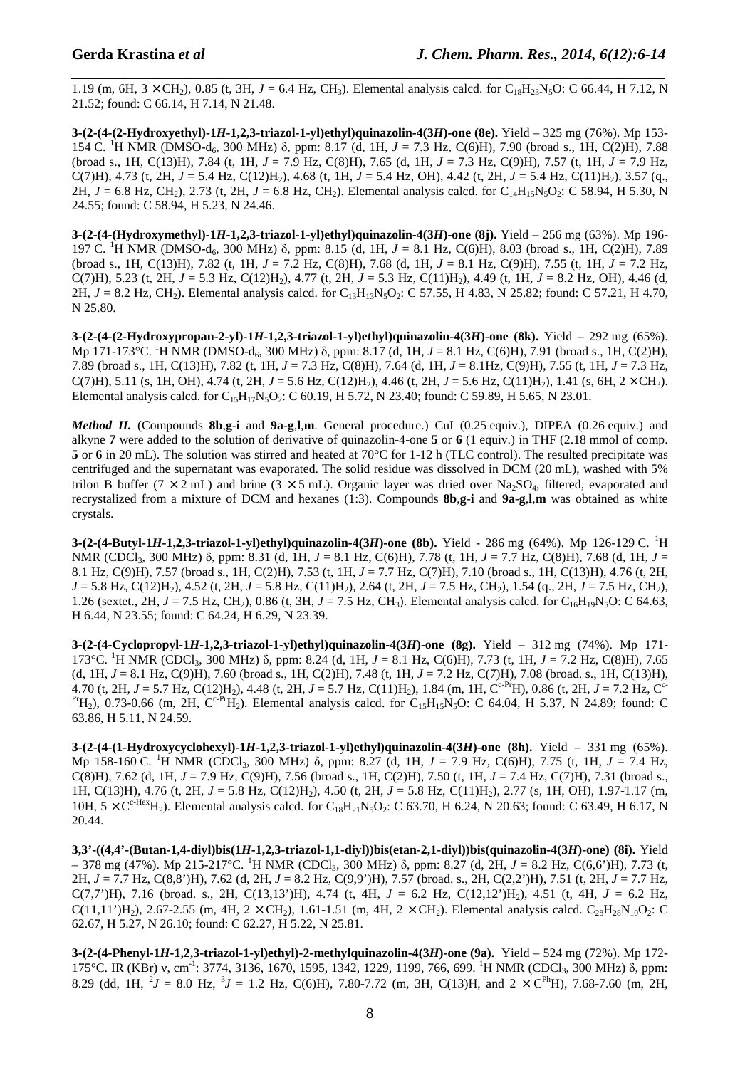1.19 (m, 6H, 3 × $CH_2$), 0.85 (t, 3H, $J$ = 6.4 Hz, $CH_3$). Elemental analysis calcd. for $C_{18}H_{23}N_5O$: C 66.44, H 7.12, N 21.52; found: C 66.14, H 7.14, N 21.48.

**3-(2-(4-(2-Hydroxyethyl)-1*H*-1,2,3-triazol-1-yl)ethyl)quinazolin-4(3*H*)-one (8e).** Yield – 325 mg (76%). Mp 153-154 C. $^1$H NMR (DMSO-$d_6$, 300 MHz) δ, ppm: 8.17 (d, 1H, $J$ = 7.3 Hz, C(6)H), 7.90 (broad s., 1H, C(2)H), 7.88 (broad s., 1H, C(13)H), 7.84 (t, 1H, $J$ = 7.9 Hz, C(8)H), 7.65 (d, 1H, $J$ = 7.3 Hz, C(9)H), 7.57 (t, 1H, $J$ = 7.9 Hz, C(7)H), 4.73 (t, 2H, $J$ = 5.4 Hz, C(12)$H_2$), 4.68 (t, 1H, $J$ = 5.4 Hz, OH), 4.42 (t, 2H, $J$ = 5.4 Hz, C(11)$H_2$), 3.57 (q., 2H, $J$ = 6.8 Hz, $CH_2$), 2.73 (t, 2H, $J$ = 6.8 Hz, $CH_2$). Elemental analysis calcd. for $C_{14}H_{15}N_5O_2$: C 58.94, H 5.30, N 24.55; found: C 58.94, H 5.23, N 24.46.

**3-(2-(4-(Hydroxymethyl)-1*H*-1,2,3-triazol-1-yl)ethyl)quinazolin-4(3*H*)-one (8j).** Yield – 256 mg (63%). Mp 196-197 C. $^1$H NMR (DMSO-$d_6$, 300 MHz) δ, ppm: 8.15 (d, 1H, $J$ = 8.1 Hz, C(6)H), 8.03 (broad s., 1H, C(2)H), 7.89 (broad s., 1H, C(13)H), 7.82 (t, 1H, $J$ = 7.2 Hz, C(8)H), 7.68 (d, 1H, $J$ = 8.1 Hz, C(9)H), 7.55 (t, 1H, $J$ = 7.2 Hz, C(7)H), 5.23 (t, 2H, $J$ = 5.3 Hz, C(12)$H_2$), 4.77 (t, 2H, $J$ = 5.3 Hz, C(11)$H_2$), 4.49 (t, 1H, $J$ = 8.2 Hz, OH), 4.46 (d, 2H, $J$ = 8.2 Hz, $CH_2$). Elemental analysis calcd. for $C_{13}H_{13}N_5O_2$: C 57.55, H 4.83, N 25.82; found: C 57.21, H 4.70, N 25.80.

**3-(2-(4-(2-Hydroxypropan-2-yl)-1*H*-1,2,3-triazol-1-yl)ethyl)quinazolin-4(3*H*)-one (8k).** Yield – 292 mg (65%). Mp 171-173°C. $^1$H NMR (DMSO-$d_6$, 300 MHz) δ, ppm: 8.17 (d, 1H, $J$ = 8.1 Hz, C(6)H), 7.91 (broad s., 1H, C(2)H), 7.89 (broad s., 1H, C(13)H), 7.82 (t, 1H, $J$ = 7.3 Hz, C(8)H), 7.64 (d, 1H, $J$ = 8.1Hz, C(9)H), 7.55 (t, 1H, $J$ = 7.3 Hz, C(7)H), 5.11 (s, 1H, OH), 4.74 (t, 2H, $J$ = 5.6 Hz, C(12)$H_2$), 4.46 (t, 2H, $J$ = 5.6 Hz, C(11)$H_2$), 1.41 (s, 6H, 2 × $CH_3$). Elemental analysis calcd. for $C_{15}H_{17}N_5O_2$: C 60.19, H 5.72, N 23.40; found: C 59.89, H 5.65, N 23.01.

***Method II.*** (Compounds **8b**,**g-i** and **9a-g**,**l**,**m**. General procedure.) CuI (0.25 equiv.), DIPEA (0.26 equiv.) and alkyne **7** were added to the solution of derivative of quinazolin-4-one **5** or **6** (1 equiv.) in THF (2.18 mmol of comp. **5** or **6** in 20 mL). The solution was stirred and heated at 70°C for 1-12 h (TLC control). The resulted precipitate was centrifuged and the supernatant was evaporated. The solid residue was dissolved in DCM (20 mL), washed with 5% trilon B buffer (7 × 2 mL) and brine (3 × 5 mL). Organic layer was dried over $Na_2SO_4$, filtered, evaporated and recrystalized from a mixture of DCM and hexanes (1:3). Compounds **8b**,**g-i** and **9a-g**,**l**,**m** was obtained as white crystals.

**3-(2-(4-Butyl-1*H*-1,2,3-triazol-1-yl)ethyl)quinazolin-4(3*H*)-one (8b).** Yield - 286 mg (64%). Mp 126-129 C. $^1$H NMR ($CDCl_3$, 300 MHz) δ, ppm: 8.31 (d, 1H, $J$ = 8.1 Hz, C(6)H), 7.78 (t, 1H, $J$ = 7.7 Hz, C(8)H), 7.68 (d, 1H, $J$ = 8.1 Hz, C(9)H), 7.57 (broad s., 1H, C(2)H), 7.53 (t, 1H, $J$ = 7.7 Hz, C(7)H), 7.10 (broad s., 1H, C(13)H), 4.76 (t, 2H, $J$ = 5.8 Hz, C(12)$H_2$), 4.52 (t, 2H, $J$ = 5.8 Hz, C(11)$H_2$), 2.64 (t, 2H, $J$ = 7.5 Hz, $CH_2$), 1.54 (q., 2H, $J$ = 7.5 Hz, $CH_2$), 1.26 (sextet., 2H, $J$ = 7.5 Hz, $CH_2$), 0.86 (t, 3H, $J$ = 7.5 Hz, $CH_3$). Elemental analysis calcd. for $C_{16}H_{19}N_5O$: C 64.63, H 6.44, N 23.55; found: C 64.24, H 6.29, N 23.39.

**3-(2-(4-Cyclopropyl-1*H*-1,2,3-triazol-1-yl)ethyl)quinazolin-4(3*H*)-one (8g).** Yield – 312 mg (74%). Mp 171-173°C. $^1$H NMR ($CDCl_3$, 300 MHz) δ, ppm: 8.24 (d, 1H, $J$ = 8.1 Hz, C(6)H), 7.73 (t, 1H, $J$ = 7.2 Hz, C(8)H), 7.65 (d, 1H, $J$ = 8.1 Hz, C(9)H), 7.60 (broad s., 1H, C(2)H), 7.48 (t, 1H, $J$ = 7.2 Hz, C(7)H), 7.08 (broad. s., 1H, C(13)H), 4.70 (t, 2H, $J$ = 5.7 Hz, C(12)$H_2$), 4.48 (t, 2H, $J$ = 5.7 Hz, C(11)$H_2$), 1.84 (m, 1H, $C^{c\text{-}Pr}$H), 0.86 (t, 2H, $J$ = 7.2 Hz, $C^{c\text{-}Pr}H_2$), 0.73-0.66 (m, 2H, $C^{c\text{-}Pr}H_2$). Elemental analysis calcd. for $C_{15}H_{15}N_5O$: C 64.04, H 5.37, N 24.89; found: C 63.86, H 5.11, N 24.59.

**3-(2-(4-(1-Hydroxycyclohexyl)-1*H*-1,2,3-triazol-1-yl)ethyl)quinazolin-4(3*H*)-one (8h).** Yield – 331 mg (65%). Mp 158-160 C. $^1$H NMR ($CDCl_3$, 300 MHz) δ, ppm: 8.27 (d, 1H, $J$ = 7.9 Hz, C(6)H), 7.75 (t, 1H, $J$ = 7.4 Hz, C(8)H), 7.62 (d, 1H, $J$ = 7.9 Hz, C(9)H), 7.56 (broad s., 1H, C(2)H), 7.50 (t, 1H, $J$ = 7.4 Hz, C(7)H), 7.31 (broad s., 1H, C(13)H), 4.76 (t, 2H, $J$ = 5.8 Hz, C(12)$H_2$), 4.50 (t, 2H, $J$ = 5.8 Hz, C(11)$H_2$), 2.77 (s, 1H, OH), 1.97-1.17 (m, 10H, 5 × $C^{c\text{-}Hex}H_2$). Elemental analysis calcd. for $C_{18}H_{21}N_5O_2$: C 63.70, H 6.24, N 20.63; found: C 63.49, H 6.17, N 20.44.

**3,3'-((4,4'-(Butan-1,4-diyl)bis(1*H*-1,2,3-triazol-1,1-diyl))bis(etan-2,1-diyl))bis(quinazolin-4(3*H*)-one) (8i).** Yield – 378 mg (47%). Mp 215-217°C. $^1$H NMR ($CDCl_3$, 300 MHz) δ, ppm: 8.27 (d, 2H, $J$ = 8.2 Hz, C(6,6')H), 7.73 (t, 2H, $J$ = 7.7 Hz, C(8,8')H), 7.62 (d, 2H, $J$ = 8.2 Hz, C(9,9')H), 7.57 (broad. s., 2H, C(2,2')H), 7.51 (t, 2H, $J$ = 7.7 Hz, C(7,7')H), 7.16 (broad. s., 2H, C(13,13')H), 4.74 (t, 4H, $J$ = 6.2 Hz, C(12,12')$H_2$), 4.51 (t, 4H, $J$ = 6.2 Hz, C(11,11')$H_2$), 2.67-2.55 (m, 4H, 2 × $CH_2$), 1.61-1.51 (m, 4H, 2 × $CH_2$). Elemental analysis calcd. $C_{28}H_{28}N_{10}O_2$: C 62.67, H 5.27, N 26.10; found: C 62.27, H 5.22, N 25.81.

**3-(2-(4-Phenyl-1*H*-1,2,3-triazol-1-yl)ethyl)-2-methylquinazolin-4(3*H*)-one (9a).** Yield – 524 mg (72%). Mp 172-175°C. IR (KBr) ν, cm$^{-1}$: 3774, 3136, 1670, 1595, 1342, 1229, 1199, 766, 699. $^1$H NMR ($CDCl_3$, 300 MHz) δ, ppm: 8.29 (dd, 1H, $^2J$ = 8.0 Hz, $^3J$ = 1.2 Hz, C(6)H), 7.80-7.72 (m, 3H, C(13)H, and 2 × $C^{Ph}$H), 7.68-7.60 (m, 2H,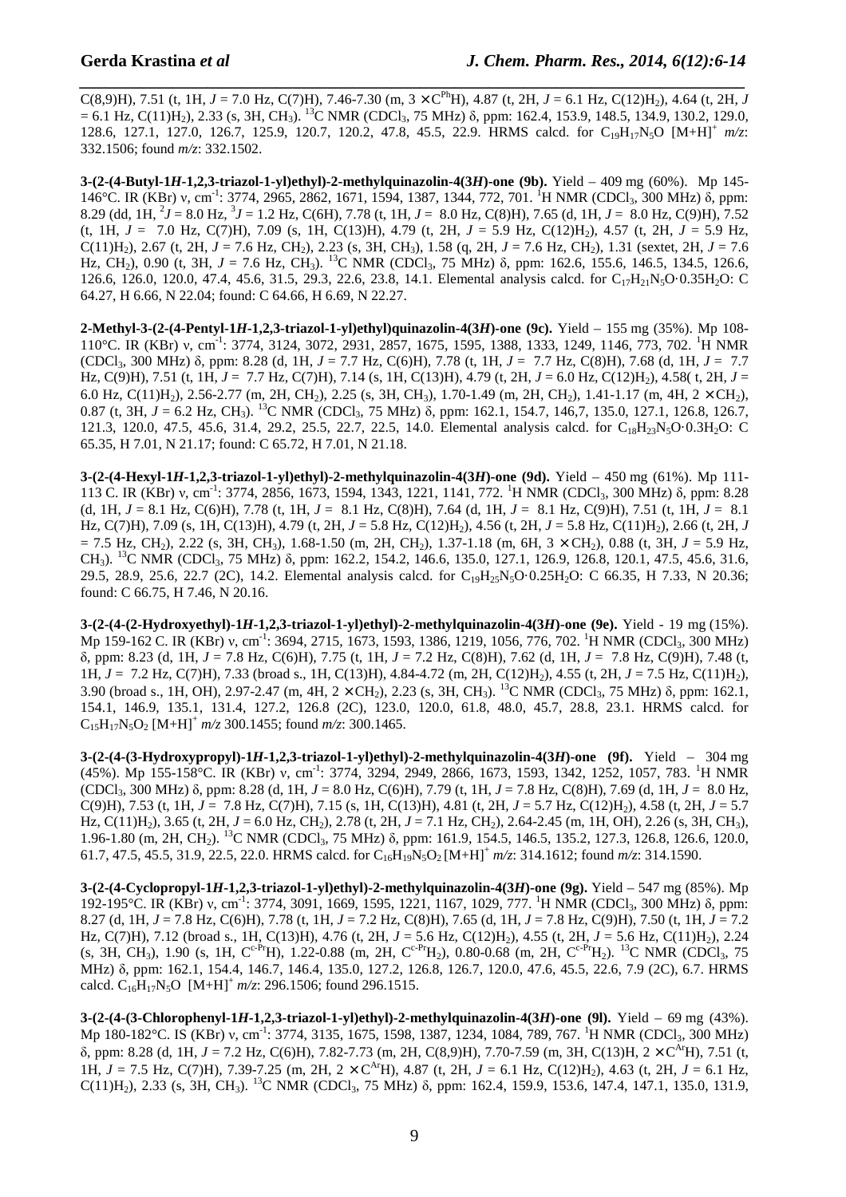C(8,9)H), 7.51 (t, 1H, $J$ = 7.0 Hz, C(7)H), 7.46-7.30 (m, 3 × $C^{Ph}H$), 4.87 (t, 2H, $J$ = 6.1 Hz, $C(12)H_2$), 4.64 (t, 2H, $J$ = 6.1 Hz, $C(11)H_2$), 2.33 (s, 3H, $CH_3$). $^{13}C$ NMR ($CDCl_3$, 75 MHz) δ, ppm: 162.4, 153.9, 148.5, 134.9, 130.2, 129.0, 128.6, 127.1, 127.0, 126.7, 125.9, 120.7, 120.2, 47.8, 45.5, 22.9. HRMS calcd. for $C_{19}H_{17}N_5O$ $[M+H]^+$ *m/z*: 332.1506; found *m/z*: 332.1502.

**3-(2-(4-Butyl-1*H*-1,2,3-triazol-1-yl)ethyl)-2-methylquinazolin-4(3*H*)-one (9b).** Yield – 409 mg (60%). Mp 145-146°C. IR (KBr) ν, $cm^{-1}$: 3774, 2965, 2862, 1671, 1594, 1387, 1344, 772, 701. $^1H$ NMR ($CDCl_3$, 300 MHz) δ, ppm: 8.29 (dd, 1H, $^2J$ = 8.0 Hz, $^3J$ = 1.2 Hz, C(6H), 7.78 (t, 1H, $J$ = 8.0 Hz, C(8)H), 7.65 (d, 1H, $J$ = 8.0 Hz, C(9)H), 7.52 (t, 1H, $J$ = 7.0 Hz, C(7)H), 7.09 (s, 1H, C(13)H), 4.79 (t, 2H, $J$ = 5.9 Hz, $C(12)H_2$), 4.57 (t, 2H, $J$ = 5.9 Hz, $C(11)H_2$), 2.67 (t, 2H, $J$ = 7.6 Hz, $CH_2$), 2.23 (s, 3H, $CH_3$), 1.58 (q, 2H, $J$ = 7.6 Hz, $CH_2$), 1.31 (sextet, 2H, $J$ = 7.6 Hz, $CH_2$), 0.90 (t, 3H, $J$ = 7.6 Hz, $CH_3$). $^{13}C$ NMR ($CDCl_3$, 75 MHz) δ, ppm: 162.6, 155.6, 146.5, 134.5, 126.6, 126.6, 126.0, 120.0, 47.4, 45.6, 31.5, 29.3, 22.6, 23.8, 14.1. Elemental analysis calcd. for $C_{17}H_{21}N_5O{\cdot}0.35H_2O$: C 64.27, H 6.66, N 22.04; found: C 64.66, H 6.69, N 22.27.

**2-Methyl-3-(2-(4-Pentyl-1*H*-1,2,3-triazol-1-yl)ethyl)quinazolin-4(3*H*)-one (9c).** Yield – 155 mg (35%). Mp 108-110°C. IR (KBr) ν, $cm^{-1}$: 3774, 3124, 3072, 2931, 2857, 1675, 1595, 1388, 1333, 1249, 1146, 773, 702. $^1H$ NMR ($CDCl_3$, 300 MHz) δ, ppm: 8.28 (d, 1H, $J$ = 7.7 Hz, C(6)H), 7.78 (t, 1H, $J$ = 7.7 Hz, C(8)H), 7.68 (d, 1H, $J$ = 7.7 Hz, C(9)H), 7.51 (t, 1H, $J$ = 7.7 Hz, C(7)H), 7.14 (s, 1H, C(13)H), 4.79 (t, 2H, $J$ = 6.0 Hz, $C(12)H_2$), 4.58( t, 2H, $J$ = 6.0 Hz, $C(11)H_2$), 2.56-2.77 (m, 2H, $CH_2$), 2.25 (s, 3H, $CH_3$), 1.70-1.49 (m, 2H, $CH_2$), 1.41-1.17 (m, 4H, 2 × $CH_2$), 0.87 (t, 3H, $J$ = 6.2 Hz, $CH_3$). $^{13}C$ NMR ($CDCl_3$, 75 MHz) δ, ppm: 162.1, 154.7, 146,7, 135.0, 127.1, 126.8, 126.7, 121.3, 120.0, 47.5, 45.6, 31.4, 29.2, 25.5, 22.7, 22.5, 14.0. Elemental analysis calcd. for $C_{18}H_{23}N_5O{\cdot}0.3H_2O$: C 65.35, H 7.01, N 21.17; found: C 65.72, H 7.01, N 21.18.

**3-(2-(4-Hexyl-1*H*-1,2,3-triazol-1-yl)ethyl)-2-methylquinazolin-4(3*H*)-one (9d).** Yield – 450 mg (61%). Mp 111-113 C. IR (KBr) ν, $cm^{-1}$: 3774, 2856, 1673, 1594, 1343, 1221, 1141, 772. $^1H$ NMR ($CDCl_3$, 300 MHz) δ, ppm: 8.28 (d, 1H, $J$ = 8.1 Hz, C(6)H), 7.78 (t, 1H, $J$ = 8.1 Hz, C(8)H), 7.64 (d, 1H, $J$ = 8.1 Hz, C(9)H), 7.51 (t, 1H, $J$ = 8.1 Hz, C(7)H), 7.09 (s, 1H, C(13)H), 4.79 (t, 2H, $J$ = 5.8 Hz, $C(12)H_2$), 4.56 (t, 2H, $J$ = 5.8 Hz, $C(11)H_2$), 2.66 (t, 2H, $J$ = 7.5 Hz, $CH_2$), 2.22 (s, 3H, $CH_3$), 1.68-1.50 (m, 2H, $CH_2$), 1.37-1.18 (m, 6H, 3 × $CH_2$), 0.88 (t, 3H, $J$ = 5.9 Hz, $CH_3$). $^{13}C$ NMR ($CDCl_3$, 75 MHz) δ, ppm: 162.2, 154.2, 146.6, 135.0, 127.1, 126.9, 126.8, 120.1, 47.5, 45.6, 31.6, 29.5, 28.9, 25.6, 22.7 (2C), 14.2. Elemental analysis calcd. for $C_{19}H_{25}N_5O{\cdot}0.25H_2O$: C 66.35, H 7.33, N 20.36; found: C 66.75, H 7.46, N 20.16.

**3-(2-(4-(2-Hydroxyethyl)-1*H*-1,2,3-triazol-1-yl)ethyl)-2-methylquinazolin-4(3*H*)-one (9e).** Yield - 19 mg (15%). Mp 159-162 C. IR (KBr) ν, $cm^{-1}$: 3694, 2715, 1673, 1593, 1386, 1219, 1056, 776, 702. $^1H$ NMR ($CDCl_3$, 300 MHz) δ, ppm: 8.23 (d, 1H, $J$ = 7.8 Hz, C(6)H), 7.75 (t, 1H, $J$ = 7.2 Hz, C(8)H), 7.62 (d, 1H, $J$ = 7.8 Hz, C(9)H), 7.48 (t, 1H, $J$ = 7.2 Hz, C(7)H), 7.33 (broad s., 1H, C(13)H), 4.84-4.72 (m, 2H, $C(12)H_2$), 4.55 (t, 2H, $J$ = 7.5 Hz, $C(11)H_2$), 3.90 (broad s., 1H, OH), 2.97-2.47 (m, 4H, 2 × $CH_2$), 2.23 (s, 3H, $CH_3$). $^{13}C$ NMR ($CDCl_3$, 75 MHz) δ, ppm: 162.1, 154.1, 146.9, 135.1, 131.4, 127.2, 126.8 (2C), 123.0, 120.0, 61.8, 48.0, 45.7, 28.8, 23.1. HRMS calcd. for $C_{15}H_{17}N_5O_2$ $[M+H]^+$ *m/z* 300.1455; found *m/z*: 300.1465.

**3-(2-(4-(3-Hydroxypropyl)-1*H*-1,2,3-triazol-1-yl)ethyl)-2-methylquinazolin-4(3*H*)-one (9f).** Yield – 304 mg (45%). Mp 155-158°C. IR (KBr) ν, $cm^{-1}$: 3774, 3294, 2949, 2866, 1673, 1593, 1342, 1252, 1057, 783. $^1H$ NMR ($CDCl_3$, 300 MHz) δ, ppm: 8.28 (d, 1H, $J$ = 8.0 Hz, C(6)H), 7.79 (t, 1H, $J$ = 7.8 Hz, C(8)H), 7.69 (d, 1H, $J$ = 8.0 Hz, C(9)H), 7.53 (t, 1H, $J$ = 7.8 Hz, C(7)H), 7.15 (s, 1H, C(13)H), 4.81 (t, 2H, $J$ = 5.7 Hz, $C(12)H_2$), 4.58 (t, 2H, $J$ = 5.7 Hz, $C(11)H_2$), 3.65 (t, 2H, $J$ = 6.0 Hz, $CH_2$), 2.78 (t, 2H, $J$ = 7.1 Hz, $CH_2$), 2.64-2.45 (m, 1H, OH), 2.26 (s, 3H, $CH_3$), 1.96-1.80 (m, 2H, $CH_2$). $^{13}C$ NMR ($CDCl_3$, 75 MHz) δ, ppm: 161.9, 154.5, 146.5, 135.2, 127.3, 126.8, 126.6, 120.0, 61.7, 47.5, 45.5, 31.9, 22.5, 22.0. HRMS calcd. for $C_{16}H_{19}N_5O_2$ $[M+H]^+$ *m/z*: 314.1612; found *m/z*: 314.1590.

**3-(2-(4-Cyclopropyl-1*H*-1,2,3-triazol-1-yl)ethyl)-2-methylquinazolin-4(3*H*)-one (9g).** Yield – 547 mg (85%). Mp 192-195°C. IR (KBr) ν, $cm^{-1}$: 3774, 3091, 1669, 1595, 1221, 1167, 1029, 777. $^1H$ NMR ($CDCl_3$, 300 MHz) δ, ppm: 8.27 (d, 1H, $J$ = 7.8 Hz, C(6)H), 7.78 (t, 1H, $J$ = 7.2 Hz, C(8)H), 7.65 (d, 1H, $J$ = 7.8 Hz, C(9)H), 7.50 (t, 1H, $J$ = 7.2 Hz, C(7)H), 7.12 (broad s., 1H, C(13)H), 4.76 (t, 2H, $J$ = 5.6 Hz, $C(12)H_2$), 4.55 (t, 2H, $J$ = 5.6 Hz, $C(11)H_2$), 2.24 (s, 3H, $CH_3$), 1.90 (s, 1H, $C^{c\text{-}Pr}H$), 1.22-0.88 (m, 2H, $C^{c\text{-}Pr}H_2$), 0.80-0.68 (m, 2H, $C^{c\text{-}Pr}H_2$). $^{13}C$ NMR ($CDCl_3$, 75 MHz) δ, ppm: 162.1, 154.4, 146.7, 146.4, 135.0, 127.2, 126.8, 126.7, 120.0, 47.6, 45.5, 22.6, 7.9 (2C), 6.7. HRMS calcd. $C_{16}H_{17}N_5O$ $[M+H]^+$ *m/z*: 296.1506; found 296.1515.

**3-(2-(4-(3-Chlorophenyl-1*H*-1,2,3-triazol-1-yl)ethyl)-2-methylquinazolin-4(3*H*)-one (9l).** Yield – 69 mg (43%). Mp 180-182°C. IS (KBr) ν, $cm^{-1}$: 3774, 3135, 1675, 1598, 1387, 1234, 1084, 789, 767. $^1H$ NMR ($CDCl_3$, 300 MHz) δ, ppm: 8.28 (d, 1H, $J$ = 7.2 Hz, C(6)H), 7.82-7.73 (m, 2H, C(8,9)H), 7.70-7.59 (m, 3H, C(13)H, 2 × $C^{Ar}H$), 7.51 (t, 1H, $J$ = 7.5 Hz, C(7)H), 7.39-7.25 (m, 2H, 2 × $C^{Ar}H$), 4.87 (t, 2H, $J$ = 6.1 Hz, $C(12)H_2$), 4.63 (t, 2H, $J$ = 6.1 Hz, $C(11)H_2$), 2.33 (s, 3H, $CH_3$). $^{13}C$ NMR ($CDCl_3$, 75 MHz) δ, ppm: 162.4, 159.9, 153.6, 147.4, 147.1, 135.0, 131.9,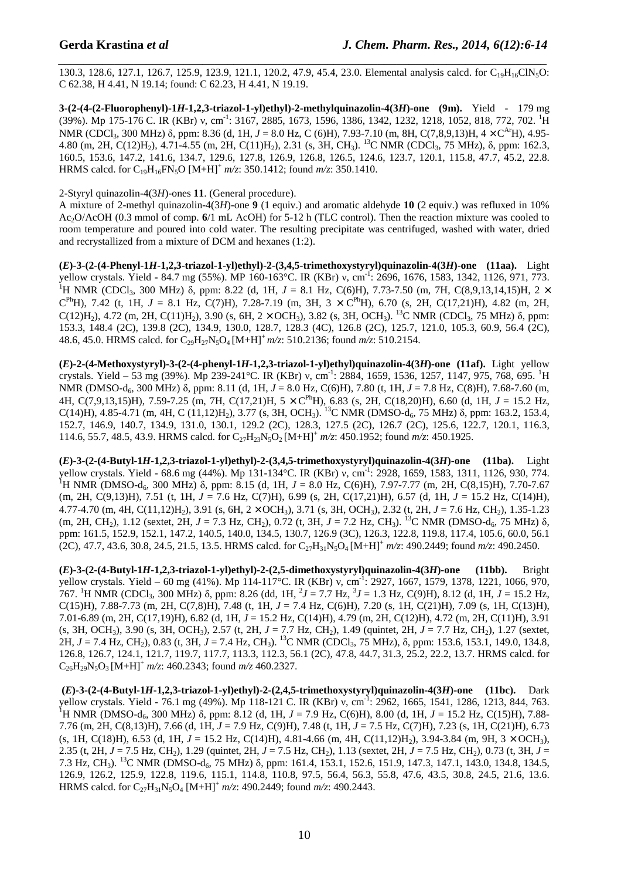130.3, 128.6, 127.1, 126.7, 125.9, 123.9, 121.1, 120.2, 47.9, 45.4, 23.0. Elemental analysis calcd. for $C_{19}H_{16}ClN_5O$: C 62.38, H 4.41, N 19.14; found: C 62.23, H 4.41, N 19.19.

**3-(2-(4-(2-Fluorophenyl)-1*H*-1,2,3-triazol-1-yl)ethyl)-2-methylquinazolin-4(3*H*)-one (9m).** Yield - 179 mg (39%). Mp 175-176 C. IR (KBr) ν, $cm^{-1}$: 3167, 2885, 1673, 1596, 1386, 1342, 1232, 1218, 1052, 818, 772, 702. $^1$H NMR ($CDCl_3$, 300 MHz) δ, ppm: 8.36 (d, 1H, *J* = 8.0 Hz, C (6)H), 7.93-7.10 (m, 8H, C(7,8,9,13)H, 4 × $C^{Ar}$H), 4.95-4.80 (m, 2H, C(12)$H_2$), 4.71-4.55 (m, 2H, C(11)$H_2$), 2.31 (s, 3H, $CH_3$). $^{13}$C NMR ($CDCl_3$, 75 MHz), δ, ppm: 162.3, 160.5, 153.6, 147.2, 141.6, 134.7, 129.6, 127.8, 126.9, 126.8, 126.5, 124.6, 123.7, 120.1, 115.8, 47.7, 45.2, 22.8. HRMS calcd. for $C_{19}H_{16}FN_5O$ $[M+H]^+$ *m/z*: 350.1412; found *m/z*: 350.1410.

2-Styryl quinazolin-4(3*H*)-ones **11**. (General procedure).

A mixture of 2-methyl quinazolin-4(3*H*)-one **9** (1 equiv.) and aromatic aldehyde **10** (2 equiv.) was refluxed in 10% $Ac_2O$/AcOH (0.3 mmol of comp. **6**/1 mL AcOH) for 5-12 h (TLC control). Then the reaction mixture was cooled to room temperature and poured into cold water. The resulting precipitate was centrifuged, washed with water, dried and recrystallized from a mixture of DCM and hexanes (1:2).

**(*E*)-3-(2-(4-Phenyl-1*H*-1,2,3-triazol-1-yl)ethyl)-2-(3,4,5-trimethoxystyryl)quinazolin-4(3*H*)-one (11aa).** Light yellow crystals. Yield - 84.7 mg (55%). MP 160-163°C. IR (KBr) ν, $cm^{-1}$: 2696, 1676, 1583, 1342, 1126, 971, 773. $^1$H NMR ($CDCl_3$, 300 MHz) δ, ppm: 8.22 (d, 1H, *J* = 8.1 Hz, C(6)H), 7.73-7.50 (m, 7H, C(8,9,13,14,15)H, 2 × $C^{Ph}$H), 7.42 (t, 1H, *J* = 8.1 Hz, C(7)H), 7.28-7.19 (m, 3H, 3 × $C^{Ph}$H), 6.70 (s, 2H, C(17,21)H), 4.82 (m, 2H, C(12)$H_2$), 4.72 (m, 2H, C(11)$H_2$), 3.90 (s, 6H, 2 × $OCH_3$), 3.82 (s, 3H, $OCH_3$). $^{13}$C NMR ($CDCl_3$, 75 MHz) δ, ppm: 153.3, 148.4 (2C), 139.8 (2C), 134.9, 130.0, 128.7, 128.3 (4C), 126.8 (2C), 125.7, 121.0, 105.3, 60.9, 56.4 (2C), 48.6, 45.0. HRMS calcd. for $C_{29}H_{27}N_5O_4$ $[M+H]^+$ *m/z*: 510.2136; found *m/z*: 510.2154.

**(*E*)-2-(4-Methoxystyryl)-3-(2-(4-phenyl-1*H*-1,2,3-triazol-1-yl)ethyl)quinazolin-4(3*H*)-one (11af).** Light yellow crystals. Yield – 53 mg (39%). Mp 239-241°C. IR (KBr) ν, $cm^{-1}$: 2884, 1659, 1536, 1257, 1147, 975, 768, 695. $^1$H NMR (DMSO-$d_6$, 300 MHz) δ, ppm: 8.11 (d, 1H, *J* = 8.0 Hz, C(6)H), 7.80 (t, 1H, *J* = 7.8 Hz, C(8)H), 7.68-7.60 (m, 4H, C(7,9,13,15)H), 7.59-7.25 (m, 7H, C(17,21)H, 5 × $C^{Ph}$H), 6.83 (s, 2H, C(18,20)H), 6.60 (d, 1H, *J* = 15.2 Hz, C(14)H), 4.85-4.71 (m, 4H, C (11,12)$H_2$), 3.77 (s, 3H, $OCH_3$). $^{13}$C NMR (DMSO-$d_6$, 75 MHz) δ, ppm: 163.2, 153.4, 152.7, 146.9, 140.7, 134.9, 131.0, 130.1, 129.2 (2C), 128.3, 127.5 (2C), 126.7 (2C), 125.6, 122.7, 120.1, 116.3, 114.6, 55.7, 48.5, 43.9. HRMS calcd. for $C_{27}H_{23}N_5O_2$ $[M+H]^+$ *m/z*: 450.1952; found *m/z*: 450.1925.

**(*E*)-3-(2-(4-Butyl-1*H*-1,2,3-triazol-1-yl)ethyl)-2-(3,4,5-trimethoxystyryl)quinazolin-4(3*H*)-one (11ba).** Light yellow crystals. Yield - 68.6 mg (44%). Mp 131-134°C. IR (KBr) ν, $cm^{-1}$: 2928, 1659, 1583, 1311, 1126, 930, 774. $^1$H NMR (DMSO-$d_6$, 300 MHz) δ, ppm: 8.15 (d, 1H, *J* = 8.0 Hz, C(6)H), 7.97-7.77 (m, 2H, C(8,15)H), 7.70-7.67 (m, 2H, C(9,13)H), 7.51 (t, 1H, *J* = 7.6 Hz, C(7)H), 6.99 (s, 2H, C(17,21)H), 6.57 (d, 1H, *J* = 15.2 Hz, C(14)H), 4.77-4.70 (m, 4H, C(11,12)$H_2$), 3.91 (s, 6H, 2 × $OCH_3$), 3.71 (s, 3H, $OCH_3$), 2.32 (t, 2H, *J* = 7.6 Hz, $CH_2$), 1.35-1.23 (m, 2H, $CH_2$), 1.12 (sextet, 2H, *J* = 7.3 Hz, $CH_2$), 0.72 (t, 3H, *J* = 7.2 Hz, $CH_3$). $^{13}$C NMR (DMSO-$d_6$, 75 MHz) δ, ppm: 161.5, 152.9, 152.1, 147.2, 140.5, 140.0, 134.5, 130.7, 126.9 (3C), 126.3, 122.8, 119.8, 117.4, 105.6, 60.0, 56.1 (2C), 47.7, 43.6, 30.8, 24.5, 21.5, 13.5. HRMS calcd. for $C_{27}H_{31}N_5O_4$ $[M+H]^+$ *m/z*: 490.2449; found *m/z*: 490.2450.

**(*E*)-3-(2-(4-Butyl-1*H*-1,2,3-triazol-1-yl)ethyl)-2-(2,5-dimethoxystyryl)quinazolin-4(3*H*)-one (11bb).** Bright yellow crystals. Yield – 60 mg (41%). Mp 114-117°C. IR (KBr) ν, $cm^{-1}$: 2927, 1667, 1579, 1378, 1221, 1066, 970, 767. $^1$H NMR ($CDCl_3$, 300 MHz) δ, ppm: 8.26 (dd, 1H, $^2J$ = 7.7 Hz, $^3J$ = 1.3 Hz, C(9)H), 8.12 (d, 1H, *J* = 15.2 Hz, C(15)H), 7.88-7.73 (m, 2H, C(7,8)H), 7.48 (t, 1H, *J* = 7.4 Hz, C(6)H), 7.20 (s, 1H, C(21)H), 7.09 (s, 1H, C(13)H), 7.01-6.89 (m, 2H, C(17,19)H), 6.82 (d, 1H, *J* = 15.2 Hz, C(14)H), 4.79 (m, 2H, C(12)H), 4.72 (m, 2H, C(11)H), 3.91 (s, 3H, $OCH_3$), 3.90 (s, 3H, $OCH_3$), 2.57 (t, 2H, *J* = 7.7 Hz, $CH_2$), 1.49 (quintet, 2H, *J* = 7.7 Hz, $CH_2$), 1.27 (sextet, 2H, *J* = 7.4 Hz, $CH_2$), 0.83 (t, 3H, *J* = 7.4 Hz, $CH_3$). $^{13}$C NMR ($CDCl_3$, 75 MHz), δ, ppm: 153.6, 153.1, 149.0, 134.8, 126.8, 126.7, 124.1, 121.7, 119.7, 117.7, 113.3, 112.3, 56.1 (2C), 47.8, 44.7, 31.3, 25.2, 22.2, 13.7. HRMS calcd. for $C_{26}H_{29}N_5O_3$ $[M+H]^+$ *m/z*: 460.2343; found *m/z* 460.2327.

**(*E*)-3-(2-(4-Butyl-1*H*-1,2,3-triazol-1-yl)ethyl)-2-(2,4,5-trimethoxystyryl)quinazolin-4(3*H*)-one (11bc).** Dark yellow crystals. Yield - 76.1 mg (49%). Mp 118-121 C. IR (KBr) ν, $cm^{-1}$: 2962, 1665, 1541, 1286, 1213, 844, 763. $^1$H NMR (DMSO-$d_6$, 300 MHz) δ, ppm: 8.12 (d, 1H, *J* = 7.9 Hz, C(6)H), 8.00 (d, 1H, *J* = 15.2 Hz, C(15)H), 7.88-7.76 (m, 2H, C(8,13)H), 7.66 (d, 1H, *J* = 7.9 Hz, C(9)H), 7.48 (t, 1H, *J* = 7.5 Hz, C(7)H), 7.23 (s, 1H, C(21)H), 6.73 (s, 1H, C(18)H), 6.53 (d, 1H, *J* = 15.2 Hz, C(14)H), 4.81-4.66 (m, 4H, C(11,12)$H_2$), 3.94-3.84 (m, 9H, 3 × $OCH_3$), 2.35 (t, 2H, *J* = 7.5 Hz, $CH_2$), 1.29 (quintet, 2H, *J* = 7.5 Hz, $CH_2$), 1.13 (sextet, 2H, *J* = 7.5 Hz, $CH_2$), 0.73 (t, 3H, *J* = 7.3 Hz, $CH_3$). $^{13}$C NMR (DMSO-$d_6$, 75 MHz) δ, ppm: 161.4, 153.1, 152.6, 151.9, 147.3, 147.1, 143.0, 134.8, 134.5, 126.9, 126.2, 125.9, 122.8, 119.6, 115.1, 114.8, 110.8, 97.5, 56.4, 56.3, 55.8, 47.6, 43.5, 30.8, 24.5, 21.6, 13.6. HRMS calcd. for $C_{27}H_{31}N_5O_4$ $[M+H]^+$ *m/z*: 490.2449; found *m/z*: 490.2443.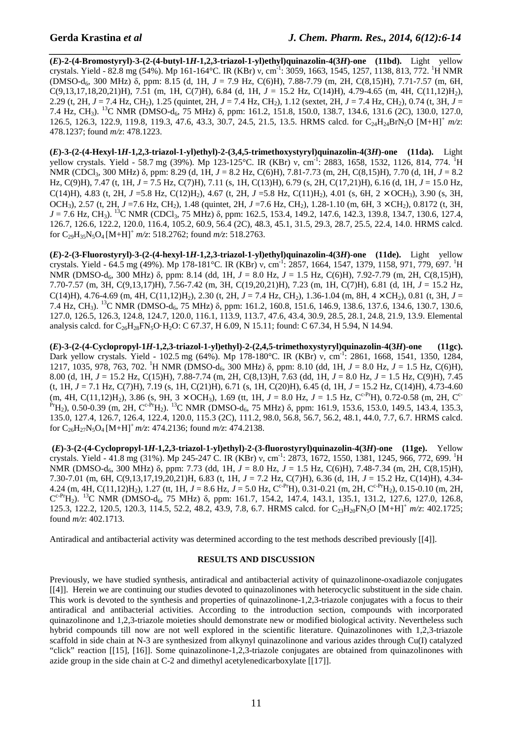**(*E*)-2-(4-Bromostyryl)-3-(2-(4-butyl-1*H*-1,2,3-triazol-1-yl)ethyl)quinazolin-4(3*H*)-one (11bd).** Light yellow crystals. Yield - 82.8 mg (54%). Mp 161-164°C. IR (KBr) ν, cm$^{-1}$: 3059, 1663, 1545, 1257, 1138, 813, 772. $^1$H NMR (DMSO-$d_6$, 300 MHz) δ, ppm: 8.15 (d, 1H, $J$ = 7.9 Hz, C(6)H), 7.88-7.79 (m, 2H, C(8,15)H), 7.71-7.57 (m, 6H, C(9,13,17,18,20,21)H), 7.51 (m, 1H, C(7)H), 6.84 (d, 1H, $J$ = 15.2 Hz, C(14)H), 4.79-4.65 (m, 4H, C(11,12)H$_2$), 2.29 (t, 2H, $J$ = 7.4 Hz, CH$_2$), 1.25 (quintet, 2H, $J$ = 7.4 Hz, CH$_2$), 1.12 (sextet, 2H, $J$ = 7.4 Hz, CH$_2$), 0.74 (t, 3H, $J$ = 7.4 Hz, CH$_3$). $^{13}$C NMR (DMSO-$d_6$, 75 MHz) δ, ppm: 161.2, 151.8, 150.0, 138.7, 134.6, 131.6 (2C), 130.0, 127.0, 126.5, 126.3, 122.9, 119.8, 119.3, 47.6, 43.3, 30.7, 24.5, 21.5, 13.5. HRMS calcd. for $C_{24}H_{24}BrN_5O$ [M+H]$^+$ *m/z*: 478.1237; found *m/z*: 478.1223.

**(*E*)-3-(2-(4-Hexyl-1*H*-1,2,3-triazol-1-yl)ethyl)-2-(3,4,5-trimethoxystyryl)quinazolin-4(3*H*)-one (11da).** Light yellow crystals. Yield - 58.7 mg (39%). Mp 123-125°C. IR (KBr) ν, cm$^{-1}$: 2883, 1658, 1532, 1126, 814, 774. $^1$H NMR (CDCl$_3$, 300 MHz) δ, ppm: 8.29 (d, 1H, $J$ = 8.2 Hz, C(6)H), 7.81-7.73 (m, 2H, C(8,15)H), 7.70 (d, 1H, $J$ = 8.2 Hz, C(9)H), 7.47 (t, 1H, $J$ = 7.5 Hz, C(7)H), 7.11 (s, 1H, C(13)H), 6.79 (s, 2H, C(17,21)H), 6.16 (d, 1H, $J$ = 15.0 Hz, C(14)H), 4.83 (t, 2H, $J$ =5.8 Hz, C(12)H$_2$), 4.67 (t, 2H, $J$ =5.8 Hz, C(11)H$_2$), 4.01 (s, 6H, 2 × OCH$_3$), 3.90 (s, 3H, OCH$_3$), 2.57 (t, 2H, $J$ =7.6 Hz, CH$_2$), 1.48 (quintet, 2H, $J$ =7.6 Hz, CH$_2$), 1.28-1.10 (m, 6H, 3 × CH$_2$), 0.8172 (t, 3H, $J$ = 7.6 Hz, CH$_3$). $^{13}$C NMR (CDCl$_3$, 75 MHz) δ, ppm: 162.5, 153.4, 149.2, 147.6, 142.3, 139.8, 134.7, 130.6, 127.4, 126.7, 126.6, 122.2, 120.0, 116.4, 105.2, 60.9, 56.4 (2C), 48.3, 45.1, 31.5, 29.3, 28.7, 25.5, 22.4, 14.0. HRMS calcd. for $C_{29}H_{35}N_5O_4$ [M+H]$^+$ *m/z*: 518.2762; found *m/z*: 518.2763.

**(*E*)-2-(3-Fluorostyryl)-3-(2-(4-hexyl-1*H*-1,2,3-triazol-1-yl)ethyl)quinazolin-4(3*H*)-one (11de).** Light yellow crystals. Yield - 64.5 mg (49%). Mp 178-181°C. IR (KBr) ν, cm$^{-1}$: 2857, 1664, 1547, 1379, 1158, 971, 779, 697. $^1$H NMR (DMSO-$d_6$, 300 MHz) δ, ppm: 8.14 (dd, 1H, $J$ = 8.0 Hz, $J$ = 1.5 Hz, C(6)H), 7.92-7.79 (m, 2H, C(8,15)H), 7.70-7.57 (m, 3H, C(9,13,17)H), 7.56-7.42 (m, 3H, C(19,20,21)H), 7.23 (m, 1H, C(7)H), 6.81 (d, 1H, $J$ = 15.2 Hz, C(14)H), 4.76-4.69 (m, 4H, C(11,12)H$_2$), 2.30 (t, 2H, $J$ = 7.4 Hz, CH$_2$), 1.36-1.04 (m, 8H, 4 × CH$_2$), 0.81 (t, 3H, $J$ = 7.4 Hz, CH$_3$). $^{13}$C NMR (DMSO-$d_6$, 75 MHz) δ, ppm: 161.2, 160.8, 151.6, 146.9, 138.6, 137.6, 134.6, 130.7, 130.6, 127.0, 126.5, 126.3, 124.8, 124.7, 120.0, 116.1, 113.9, 113.7, 47.6, 43.4, 30.9, 28.5, 28.1, 24.8, 21.9, 13.9. Elemental analysis calcd. for $C_{26}H_{28}FN_5O{\cdot}H_2O$: C 67.37, H 6.09, N 15.11; found: C 67.34, H 5.94, N 14.94.

**(*E*)-3-(2-(4-Cyclopropyl-1*H*-1,2,3-triazol-1-yl)ethyl)-2-(2,4,5-trimethoxystyryl)quinazolin-4(3*H*)-one (11gc).** Dark yellow crystals. Yield - 102.5 mg (64%). Mp 178-180°C. IR (KBr) ν, cm$^{-1}$: 2861, 1668, 1541, 1350, 1284, 1217, 1035, 978, 763, 702. $^1$H NMR (DMSO-$d_6$, 300 MHz) δ, ppm: 8.10 (dd, 1H, $J$ = 8.0 Hz, $J$ = 1.5 Hz, C(6)H), 8.00 (d, 1H, $J$ = 15.2 Hz, C(15)H), 7.88-7.74 (m, 2H, C(8,13)H), 7.63 (dd, 1H, $J$ = 8.0 Hz, $J$ = 1.5 Hz, C(9)H), 7.45 (t, 1H, $J$ = 7.1 Hz, C(7)H), 7.19 (s, 1H, C(21)H), 6.71 (s, 1H, C(20)H), 6.45 (d, 1H, $J$ = 15.2 Hz, C(14)H), 4.73-4.60 (m, 4H, C(11,12)H$_2$), 3.86 (s, 9H, 3 × OCH$_3$), 1.69 (tt, 1H, $J$ = 8.0 Hz, $J$ = 1.5 Hz, C$^{c\text{-}Pr}$H), 0.72-0.58 (m, 2H, C$^{c\text{-}Pr}$H$_2$), 0.50-0.39 (m, 2H, C$^{c\text{-}Pr}$H$_2$). $^{13}$C NMR (DMSO-$d_6$, 75 MHz) δ, ppm: 161.9, 153.6, 153.0, 149.5, 143.4, 135.3, 135.0, 127.4, 126.7, 126.4, 122.4, 120.0, 115.3 (2C), 111.2, 98.0, 56.8, 56.7, 56.2, 48.1, 44.0, 7.7, 6.7. HRMS calcd. for $C_{26}H_{27}N_5O_4$ [M+H]$^+$ *m/z*: 474.2136; found *m/z*: 474.2138.

**(*E*)-3-(2-(4-Cyclopropyl-1*H*-1,2,3-triazol-1-yl)ethyl)-2-(3-fluorostyryl)quinazolin-4(3*H*)-one (11ge).** Yellow crystals. Yield - 41.8 mg (31%). Mp 245-247 C. IR (KBr) ν, cm$^{-1}$: 2873, 1672, 1550, 1381, 1245, 966, 772, 699. $^1$H NMR (DMSO-$d_6$, 300 MHz) δ, ppm: 7.73 (dd, 1H, $J$ = 8.0 Hz, $J$ = 1.5 Hz, C(6)H), 7.48-7.34 (m, 2H, C(8,15)H), 7.30-7.01 (m, 6H, C(9,13,17,19,20,21)H), 6.83 (t, 1H, $J$ = 7.2 Hz, C(7)H), 6.36 (d, 1H, $J$ = 15.2 Hz, C(14)H), 4.34-4.24 (m, 4H, C(11,12)H$_2$), 1.27 (tt, 1H, $J$ = 8.6 Hz, $J$ = 5.0 Hz, C$^{c\text{-}Pr}$H), 0.31-0.21 (m, 2H, C$^{c\text{-}Pr}$H$_2$), 0.15-0.10 (m, 2H, C$^{c\text{-}Pr}$H$_2$). $^{13}$C NMR (DMSO-$d_6$, 75 MHz) δ, ppm: 161.7, 154.2, 147.4, 143.1, 135.1, 131.2, 127.6, 127.0, 126.8, 125.3, 122.2, 120.5, 120.3, 114.5, 52.2, 48.2, 43.9, 7.8, 6.7. HRMS calcd. for $C_{23}H_{20}FN_5O$ [M+H]$^+$ *m/z*: 402.1725; found *m/z*: 402.1713.

Antiradical and antibacterial activity was determined according to the test methods described previously [[4]].

## RESULTS AND DISCUSSION

Previously, we have studied synthesis, antiradical and antibacterial activity of quinazolinone-oxadiazole conjugates [[4]]. Herein we are continuing our studies devoted to quinazolinones with heterocyclic substituent in the side chain. This work is devoted to the synthesis and properties of quinazolinone-1,2,3-triazole conjugates with a focus to their antiradical and antibacterial activities. According to the introduction section, compounds with incorporated quinazolinone and 1,2,3-triazole moieties should demonstrate new or modified biological activity. Nevertheless such hybrid compounds till now are not well explored in the scientific literature. Quinazolinones with 1,2,3-triazole scaffold in side chain at N-3 are synthesized from alkynyl quinazolinone and various azides through Cu(I) catalyzed "click" reaction [[15], [16]]. Some quinazolinone-1,2,3-triazole conjugates are obtained from quinazolinones with azide group in the side chain at C-2 and dimethyl acetylenedicarboxylate [[17]].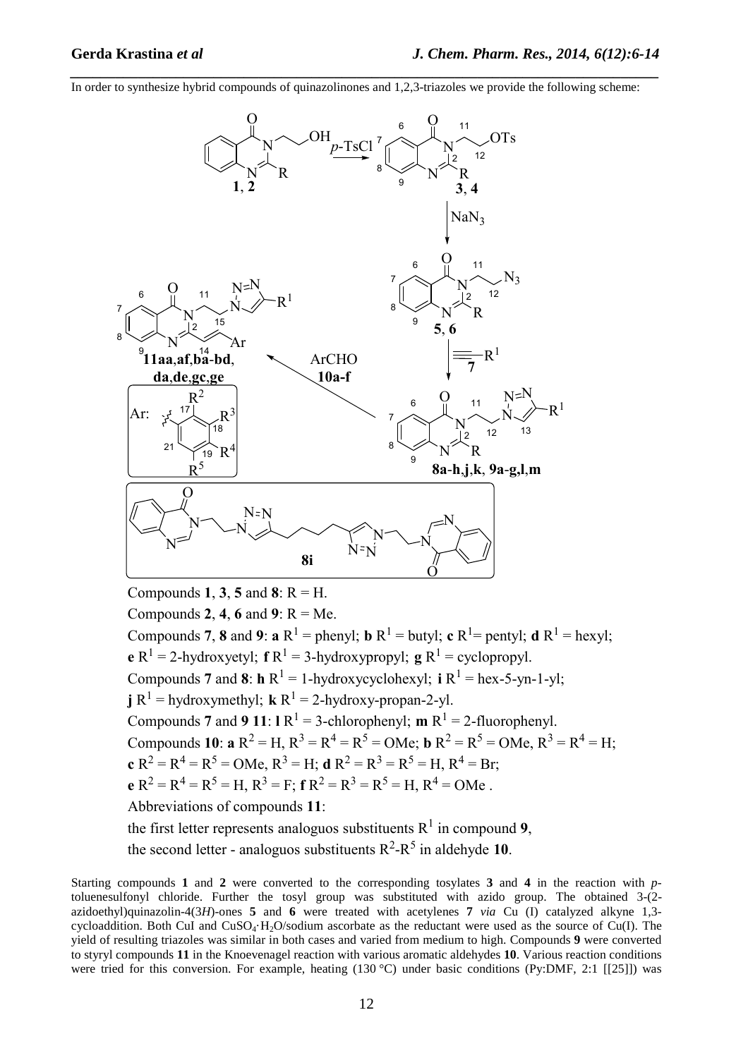In order to synthesize hybrid compounds of quinazolinones and 1,2,3-triazoles we provide the following scheme:

Compounds **1**, **3**, **5** and **8**: R = H.

Compounds **2**, **4**, **6** and **9**: R = Me.

Compounds **7**, **8** and **9**: **a** $R^1$ = phenyl; **b** $R^1$ = butyl; **c** $R^1$= pentyl; **d** $R^1$ = hexyl; **e** $R^1$ = 2-hydroxyetyl; **f** $R^1$ = 3-hydroxypropyl; **g** $R^1$ = cyclopropyl.

Compounds **7** and **8**: **h** $R^1$ = 1-hydroxycyclohexyl; **i** $R^1$ = hex-5-yn-1-yl; **j** $R^1$ = hydroxymethyl; **k** $R^1$ = 2-hydroxy-propan-2-yl.

Compounds **7** and **9** **11**: **l** $R^1$ = 3-chlorophenyl; **m** $R^1$ = 2-fluorophenyl.

Compounds **10**: **a** $R^2$ = H, $R^3$ = $R^4$ = $R^5$ = OMe; **b** $R^2$ = $R^5$ = OMe, $R^3$ = $R^4$ = H; **c** $R^2$ = $R^4$ = $R^5$ = OMe, $R^3$ = H; **d** $R^2$ = $R^3$ = $R^5$ = H, $R^4$ = Br; **e** $R^2$ = $R^4$ = $R^5$ = H, $R^3$ = F; **f** $R^2$ = $R^3$ = $R^5$ = H, $R^4$ = OMe .

Abbreviations of compounds **11**:

the first letter represents analoguos substituents $R^1$ in compound **9**,

the second letter - analoguos substituents $R^2$-$R^5$ in aldehyde **10**.

Starting compounds **1** and **2** were converted to the corresponding tosylates **3** and **4** in the reaction with *p*-toluenesulfonyl chloride. Further the tosyl group was substituted with azido group. The obtained 3-(2-azidoethyl)quinazolin-4(3*H*)-ones **5** and **6** were treated with acetylenes **7** *via* Cu (I) catalyzed alkyne 1,3-cycloaddition. Both CuI and $CuSO_4 \cdot H_2O$/sodium ascorbate as the reductant were used as the source of Cu(I). The yield of resulting triazoles was similar in both cases and varied from medium to high. Compounds **9** were converted to styryl compounds **11** in the Knoevenagel reaction with various aromatic aldehydes **10**. Various reaction conditions were tried for this conversion. For example, heating (130 °C) under basic conditions (Py:DMF, 2:1 [[25]]) was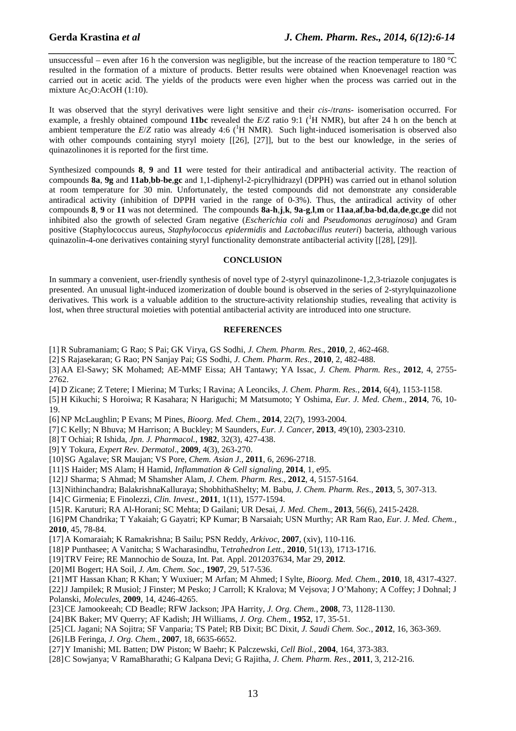unsuccessful – even after 16 h the conversion was negligible, but the increase of the reaction temperature to 180 °C resulted in the formation of a mixture of products. Better results were obtained when Knoevenagel reaction was carried out in acetic acid. The yields of the products were even higher when the process was carried out in the mixture $Ac_2O$:AcOH (1:10).

It was observed that the styryl derivatives were light sensitive and their *cis*-/*trans*- isomerisation occurred. For example, a freshly obtained compound **11bc** revealed the *E*/*Z* ratio 9:1 ($^1$H NMR), but after 24 h on the bench at ambient temperature the *E*/*Z* ratio was already 4:6 ($^1$H NMR). Such light-induced isomerisation is observed also with other compounds containing styryl moiety [[26], [27]], but to the best our knowledge, in the series of quinazolinones it is reported for the first time.

Synthesized compounds **8**, **9** and **11** were tested for their antiradical and antibacterial activity. The reaction of compounds **8a**, **9g** and **11ab**,**bb-be**,**gc** and 1,1-diphenyl-2-picrylhidrazyl (DPPH) was carried out in ethanol solution at room temperature for 30 min. Unfortunately, the tested compounds did not demonstrate any considerable antiradical activity (inhibition of DPPH varied in the range of 0-3%). Thus, the antiradical activity of other compounds **8**, **9** or **11** was not determined. The compounds **8a-h**,**j**,**k**, **9a-g**,**l**,**m** or **11aa**,**af**,**ba-bd**,**da**,**de**,**gc**,**ge** did not inhibited also the growth of selected Gram negative (*Escherichia coli* and *Pseudomonas aeruginosa*) and Gram positive (Staphylococcus aureus, *Staphylococcus epidermidis* and *Lactobacillus reuteri*) bacteria, although various quinazolin-4-one derivatives containing styryl functionality demonstrate antibacterial activity [[28], [29]].

## CONCLUSION

In summary a convenient, user-friendly synthesis of novel type of 2-styryl quinazolinone-1,2,3-triazole conjugates is presented. An unusual light-induced izomerization of double bound is observed in the series of 2-styrylquinazolione derivatives. This work is a valuable addition to the structure-activity relationship studies, revealing that activity is lost, when three structural moieties with potential antibacterial activity are introduced into one structure.

## REFERENCES

[1] R Subramaniam; G Rao; S Pai; GK Virya, GS Sodhi, *J. Chem. Pharm. Res*., **2010**, 2, 462-468.
[2] S Rajasekaran; G Rao; PN Sanjay Pai; GS Sodhi, *J. Chem. Pharm. Res*., **2010**, 2, 482-488.
[3] AA El-Sawy; SK Mohamed; AE-MMF Eissa; AH Tantawy; YA Issac, *J. Chem. Pharm. Res*., **2012**, 4, 2755-2762.
[4] D Zicane; Z Tetere; I Mierina; M Turks; I Ravina; A Leonciks, *J. Chem. Pharm. Res.*, **2014**, 6(4), 1153-1158.
[5] H Kikuchi; S Horoiwa; R Kasahara; N Hariguchi; M Matsumoto; Y Oshima, *Eur. J. Med. Chem*., **2014**, 76, 10-19.
[6] NP McLaughlin; P Evans; M Pines, *Bioorg. Med. Chem*., **2014**, 22(7), 1993-2004.
[7] C Kelly; N Bhuva; M Harrison; A Buckley; M Saunders, *Eur. J. Cancer,* **2013**, 49(10), 2303-2310.
[8] T Ochiai; R Ishida, *Jpn. J. Pharmacol.*, **1982**, 32(3), 427-438.
[9] Y Tokura, *Expert Rev. Dermatol*., **2009**, 4(3), 263-270.
[10] SG Agalave; SR Maujan; VS Pore, *Chem. Asian J*., **2011**, 6, 2696-2718.
[11] S Haider; MS Alam; H Hamid, *Inflammation & Cell signaling*, **2014**, 1, e95.
[12] J Sharma; S Ahmad; M Shamsher Alam, *J. Chem. Pharm. Res*., **2012**, 4, 5157-5164.
[13] Nithinchandra; BalakrishnaKalluraya; ShobhithaShelty; M. Babu, *J. Chem. Pharm. Res*., **2013**, 5, 307-313.
[14] C Girmenia; E Finolezzi, *Clin. Invest*., **2011**, 1(11), 1577-1594.
[15] R. Karuturi; RA Al-Horani; SC Mehta; D Gailani; UR Desai, *J. Med. Chem*., **2013**, 56(6), 2415-2428.
[16] PM Chandrika; T Yakaiah; G Gayatri; KP Kumar; B Narsaiah; USN Murthy; AR Ram Rao, *Eur. J. Med. Chem.*, **2010**, 45, 78-84.
[17] A Komaraiah; K Ramakrishna; B Sailu; PSN Reddy, *Arkivoc*, **2007**, (xiv), 110-116.
[18] P Punthasee; A Vanitcha; S Wacharasindhu, T*etrahedron Lett.*, **2010**, 51(13), 1713-1716.
[19] TRV Feire; RE Mannochio de Souza, Int. Pat. Appl. 2012037634, Mar 29, **2012**.
[20] MI Bogert; HA Soil, *J. Am. Chem. Soc.*, **1907**, 29, 517-536.
[21] MT Hassan Khan; R Khan; Y Wuxiuer; M Arfan; M Ahmed; I Sylte, *Bioorg. Med. Chem.*, **2010**, 18, 4317-4327.
[22] J Jampilek; R Musiol; J Finster; M Pesko; J Carroll; K Kralova; M Vejsova; J O'Mahony; A Coffey; J Dohnal; J Polanski, *Molecules*, **2009**, 14, 4246-4265.
[23] CE Jamookeeah; CD Beadle; RFW Jackson; JPA Harrity, *J. Org. Chem.*, **2008**, 73, 1128-1130.
[24] BK Baker; MV Querry; AF Kadish; JH Williams, *J. Org. Chem*., **1952**, 17, 35-51.
[25] CL Jagani; NA Sojitra; SF Vanparia; TS Patel; RB Dixit; BC Dixit, *J. Saudi Chem. Soc.*, **2012**, 16, 363-369.
[26] LB Feringa, *J. Org. Chem.*, **2007**, 18, 6635-6652.
[27] Y Imanishi; ML Batten; DW Piston; W Baehr; K Palczewski, *Cell Biol.*, **2004**, 164, 373-383.
[28] C Sowjanya; V RamaBharathi; G Kalpana Devi; G Rajitha, *J. Chem. Pharm. Res*., **2011**, 3, 212-216.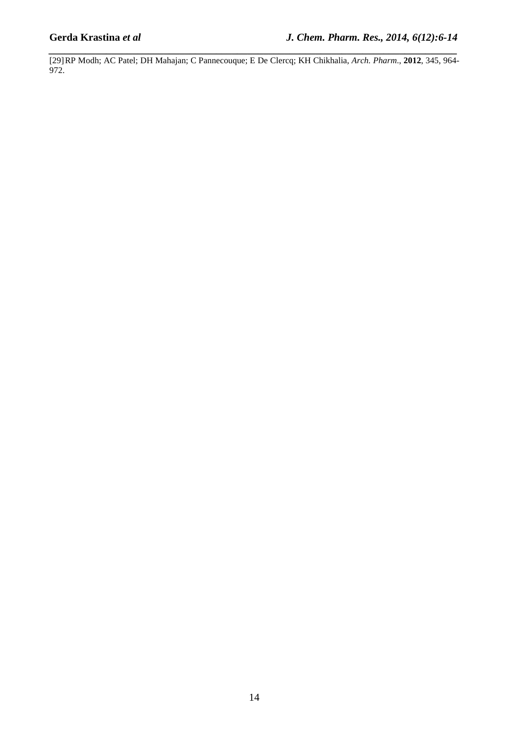[29] RP Modh; AC Patel; DH Mahajan; C Pannecouque; E De Clercq; KH Chikhalia, *Arch. Pharm.*, **2012**, 345, 964-972.